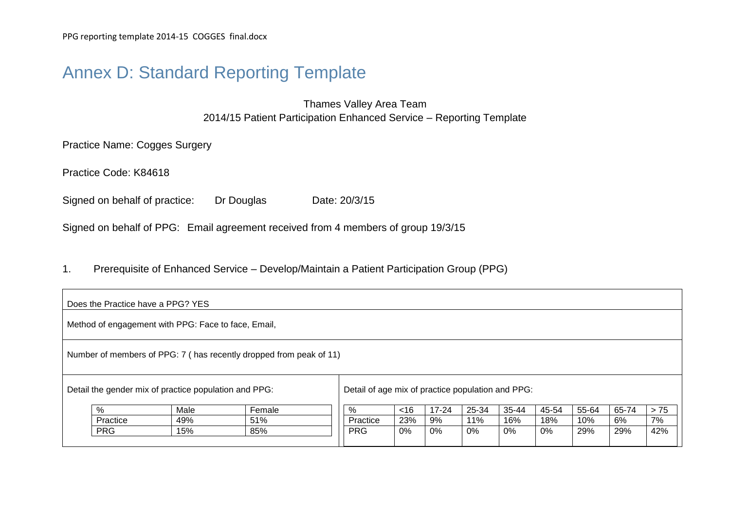# Annex D: Standard Reporting Template

Thames Valley Area Team
2014/15 Patient Participation Enhanced Service – Reporting Template

Practice Name: Cogges Surgery

Practice Code: K84618

Signed on behalf of practice: Dr Douglas Date: 20/3/15

Signed on behalf of PPG: Email agreement received from 4 members of group 19/3/15

## 1. Prerequisite of Enhanced Service – Develop/Maintain a Patient Participation Group (PPG)

Does the Practice have a PPG? YES

Method of engagement with PPG: Face to face, Email,

Number of members of PPG: 7 ( has recently dropped from peak of 11)

Detail the gender mix of practice population and PPG:

| % | Male | Female |
|---|---|---|
| Practice | 49% | 51% |
| PRG | 15% | 85% |

Detail of age mix of practice population and PPG:

| % | <16 | 17-24 | 25-34 | 35-44 | 45-54 | 55-64 | 65-74 | > 75 |
|---|---|---|---|---|---|---|---|---|
| Practice | 23% | 9% | 11% | 16% | 18% | 10% | 6% | 7% |
| PRG | 0% | 0% | 0% | 0% | 0% | 29% | 29% | 42% |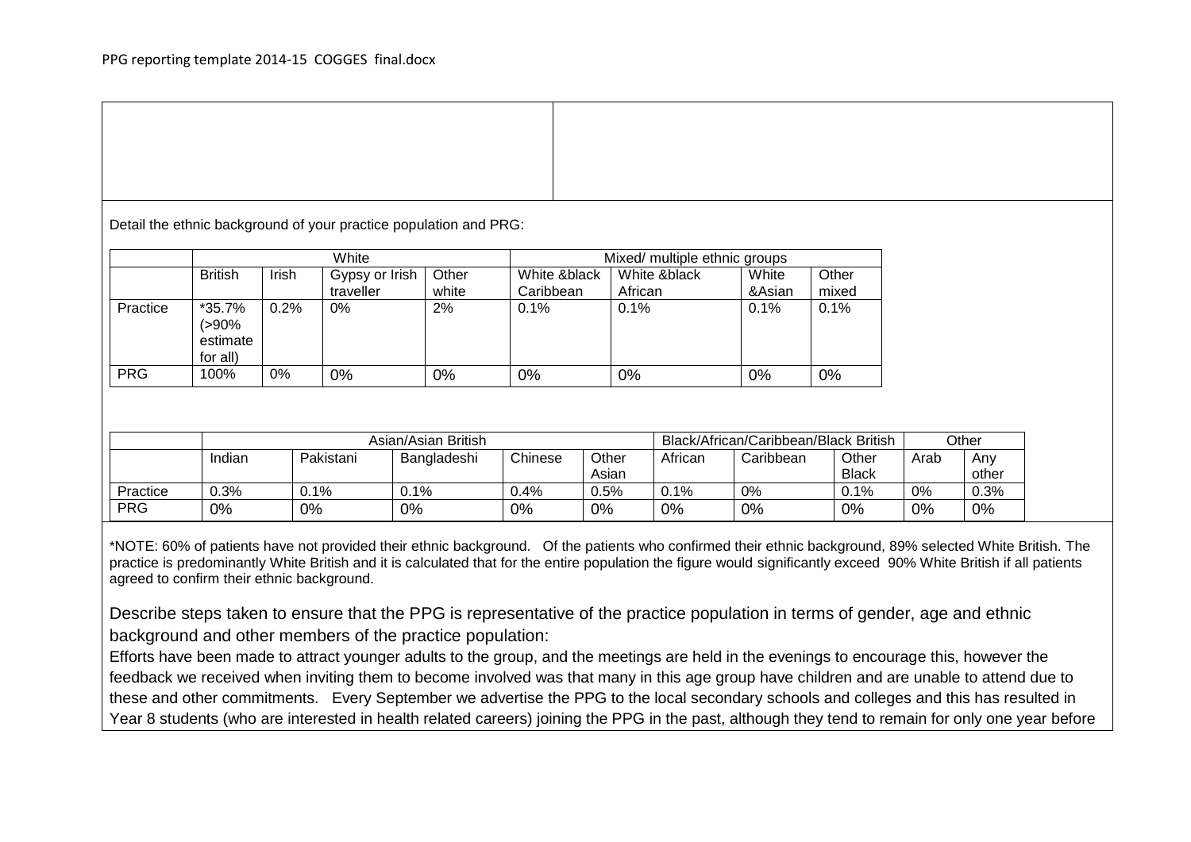Detail the ethnic background of your practice population and PRG:

| | White | | | | Mixed/ multiple ethnic groups | | | |
|---|---|---|---|---|---|---|---|---|
| | British | Irish | Gypsy or Irish traveller | Other white | White &black Caribbean | White &black African | White &Asian | Other mixed |
| Practice | *35.7% (>90% estimate for all) | 0.2% | 0% | 2% | 0.1% | 0.1% | 0.1% | 0.1% |
| PRG | 100% | 0% | 0% | 0% | 0% | 0% | 0% | 0% |

| | Asian/Asian British | | | | | Black/African/Caribbean/Black British | | | Other | |
|---|---|---|---|---|---|---|---|---|---|---|
| | Indian | Pakistani | Bangladeshi | Chinese | Other Asian | African | Caribbean | Other Black | Arab | Any other |
| Practice | 0.3% | 0.1% | 0.1% | 0.4% | 0.5% | 0.1% | 0% | 0.1% | 0% | 0.3% |
| PRG | 0% | 0% | 0% | 0% | 0% | 0% | 0% | 0% | 0% | 0% |

*NOTE: 60% of patients have not provided their ethnic background. Of the patients who confirmed their ethnic background, 89% selected White British. The practice is predominantly White British and it is calculated that for the entire population the figure would significantly exceed 90% White British if all patients agreed to confirm their ethnic background.

Describe steps taken to ensure that the PPG is representative of the practice population in terms of gender, age and ethnic background and other members of the practice population:

Efforts have been made to attract younger adults to the group, and the meetings are held in the evenings to encourage this, however the feedback we received when inviting them to become involved was that many in this age group have children and are unable to attend due to these and other commitments. Every September we advertise the PPG to the local secondary schools and colleges and this has resulted in Year 8 students (who are interested in health related careers) joining the PPG in the past, although they tend to remain for only one year before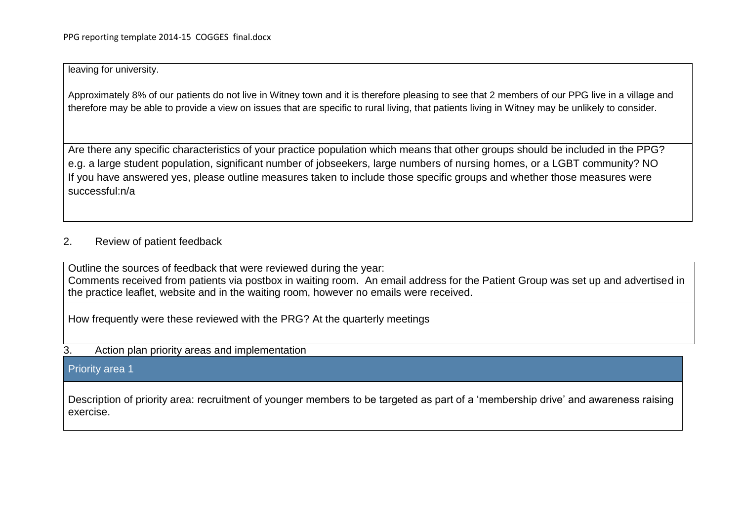leaving for university.

Approximately 8% of our patients do not live in Witney town and it is therefore pleasing to see that 2 members of our PPG live in a village and therefore may be able to provide a view on issues that are specific to rural living, that patients living in Witney may be unlikely to consider.

Are there any specific characteristics of your practice population which means that other groups should be included in the PPG? e.g. a large student population, significant number of jobseekers, large numbers of nursing homes, or a LGBT community? NO
If you have answered yes, please outline measures taken to include those specific groups and whether those measures were successful:n/a

## 2. Review of patient feedback

Outline the sources of feedback that were reviewed during the year:
Comments received from patients via postbox in waiting room. An email address for the Patient Group was set up and advertised in the practice leaflet, website and in the waiting room, however no emails were received.

How frequently were these reviewed with the PRG? At the quarterly meetings

## 3. Action plan priority areas and implementation

### Priority area 1

Description of priority area: recruitment of younger members to be targeted as part of a 'membership drive' and awareness raising exercise.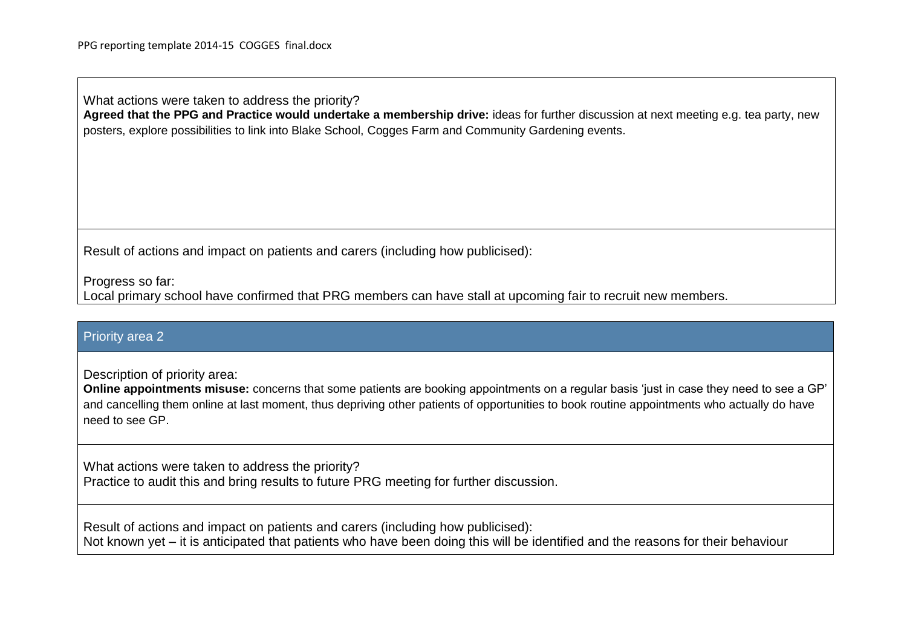What actions were taken to address the priority?

**Agreed that the PPG and Practice would undertake a membership drive:** ideas for further discussion at next meeting e.g. tea party, new posters, explore possibilities to link into Blake School, Cogges Farm and Community Gardening events.

Result of actions and impact on patients and carers (including how publicised):

Progress so far:

Local primary school have confirmed that PRG members can have stall at upcoming fair to recruit new members.

## Priority area 2

Description of priority area:

**Online appointments misuse:** concerns that some patients are booking appointments on a regular basis 'just in case they need to see a GP' and cancelling them online at last moment, thus depriving other patients of opportunities to book routine appointments who actually do have need to see GP.

What actions were taken to address the priority?

Practice to audit this and bring results to future PRG meeting for further discussion.

Result of actions and impact on patients and carers (including how publicised):

Not known yet – it is anticipated that patients who have been doing this will be identified and the reasons for their behaviour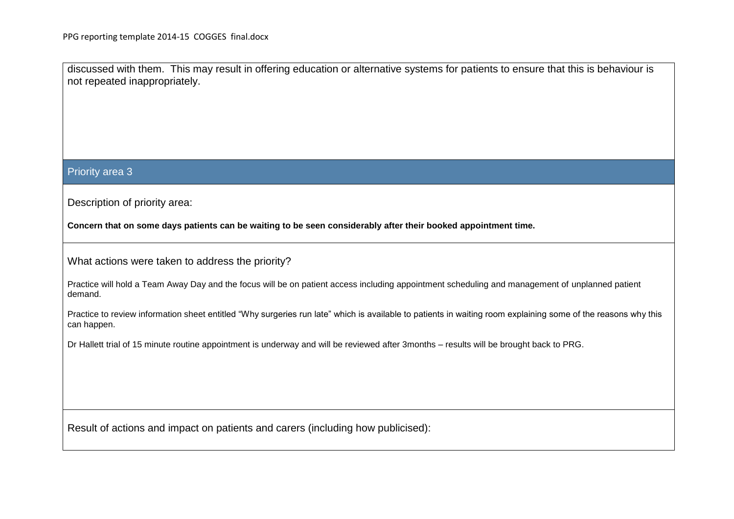discussed with them. This may result in offering education or alternative systems for patients to ensure that this is behaviour is not repeated inappropriately.

## Priority area 3

Description of priority area:

**Concern that on some days patients can be waiting to be seen considerably after their booked appointment time.**

What actions were taken to address the priority?

Practice will hold a Team Away Day and the focus will be on patient access including appointment scheduling and management of unplanned patient demand.

Practice to review information sheet entitled "Why surgeries run late" which is available to patients in waiting room explaining some of the reasons why this can happen.

Dr Hallett trial of 15 minute routine appointment is underway and will be reviewed after 3months – results will be brought back to PRG.

Result of actions and impact on patients and carers (including how publicised):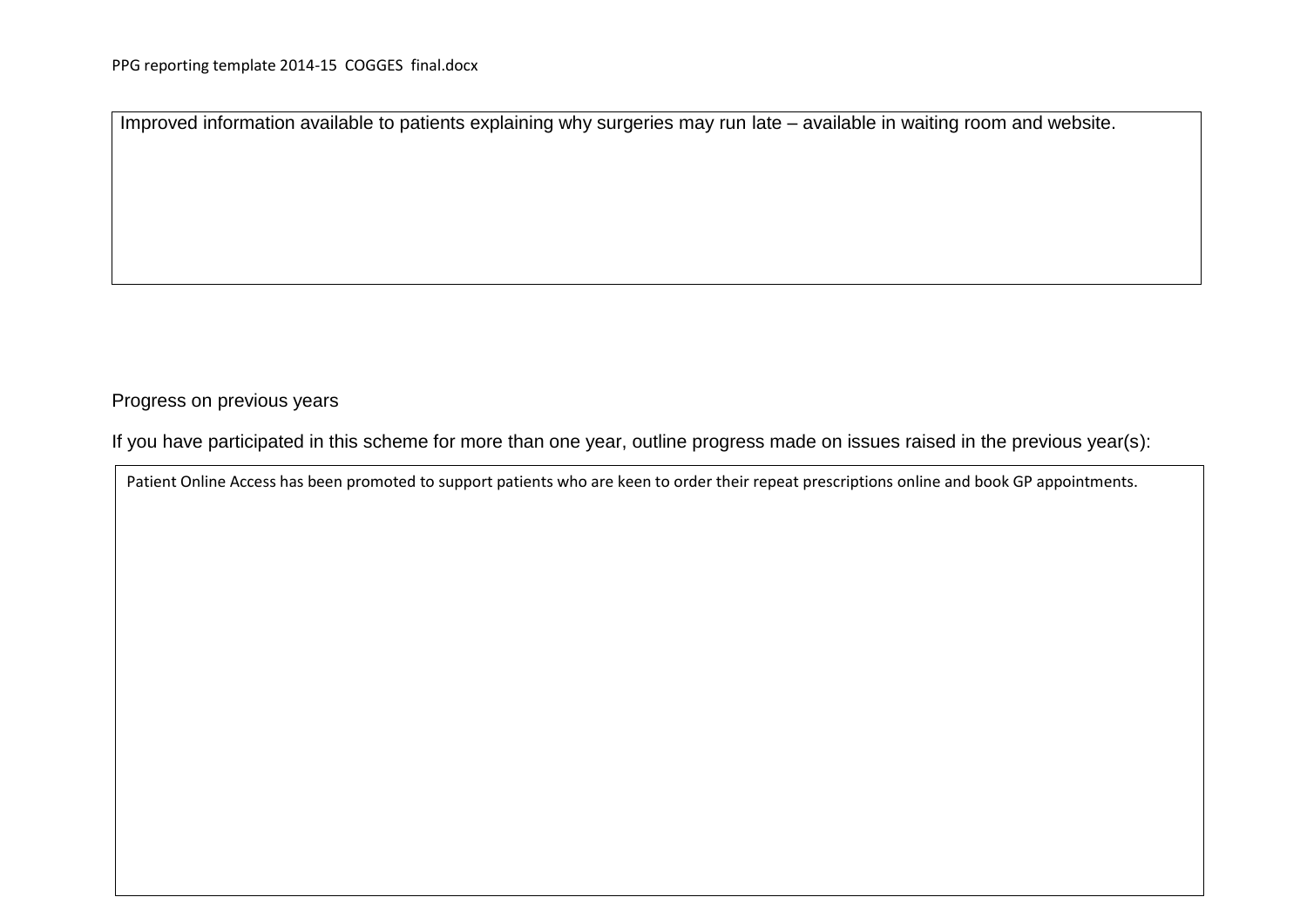Improved information available to patients explaining why surgeries may run late – available in waiting room and website.

Progress on previous years

If you have participated in this scheme for more than one year, outline progress made on issues raised in the previous year(s):

Patient Online Access has been promoted to support patients who are keen to order their repeat prescriptions online and book GP appointments.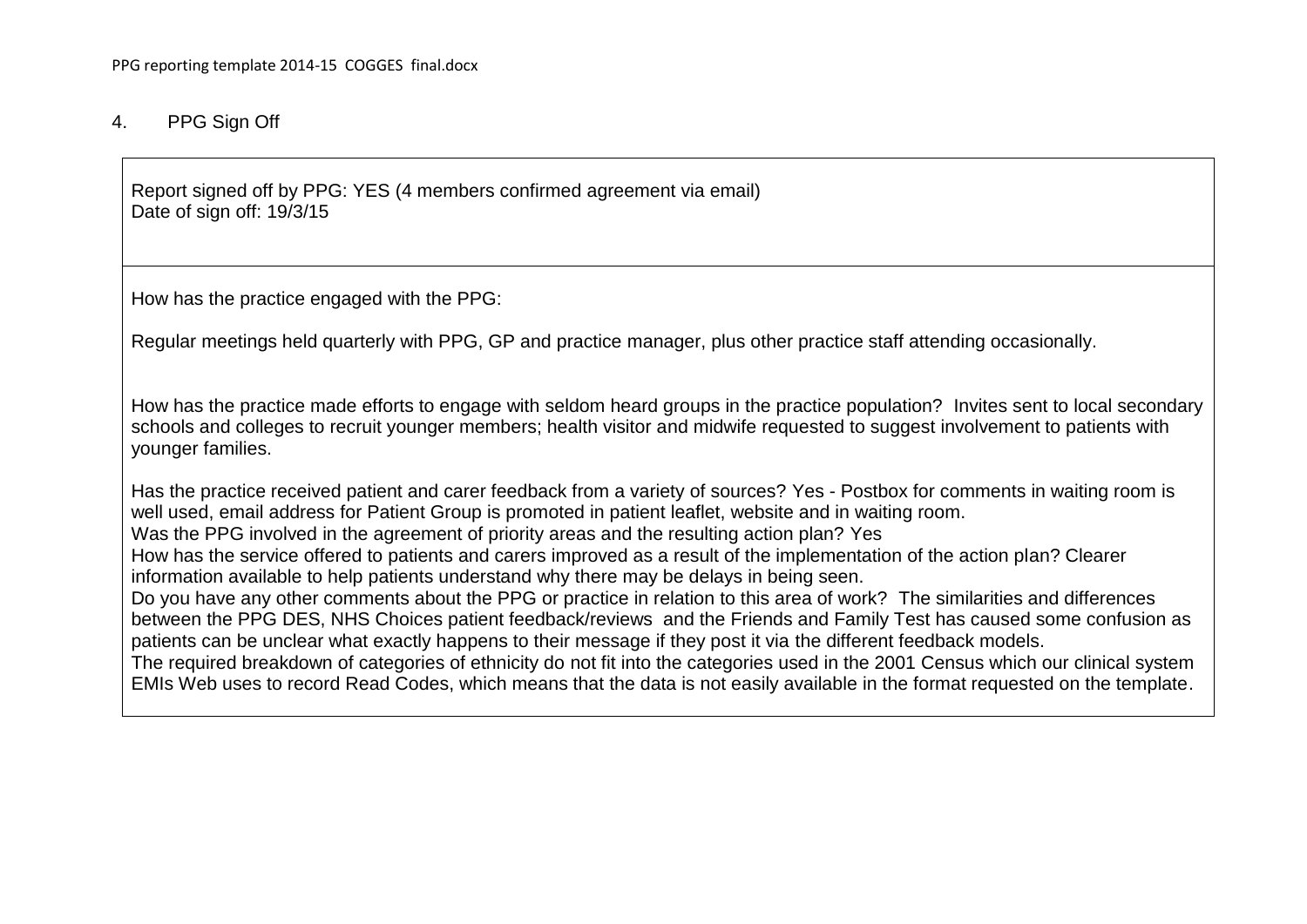## 4. PPG Sign Off

Report signed off by PPG: YES (4 members confirmed agreement via email)
Date of sign off: 19/3/15

How has the practice engaged with the PPG:

Regular meetings held quarterly with PPG, GP and practice manager, plus other practice staff attending occasionally.

How has the practice made efforts to engage with seldom heard groups in the practice population? Invites sent to local secondary schools and colleges to recruit younger members; health visitor and midwife requested to suggest involvement to patients with younger families.

Has the practice received patient and carer feedback from a variety of sources? Yes - Postbox for comments in waiting room is well used, email address for Patient Group is promoted in patient leaflet, website and in waiting room.
Was the PPG involved in the agreement of priority areas and the resulting action plan? Yes
How has the service offered to patients and carers improved as a result of the implementation of the action plan? Clearer information available to help patients understand why there may be delays in being seen.
Do you have any other comments about the PPG or practice in relation to this area of work? The similarities and differences between the PPG DES, NHS Choices patient feedback/reviews and the Friends and Family Test has caused some confusion as patients can be unclear what exactly happens to their message if they post it via the different feedback models.
The required breakdown of categories of ethnicity do not fit into the categories used in the 2001 Census which our clinical system EMIs Web uses to record Read Codes, which means that the data is not easily available in the format requested on the template.